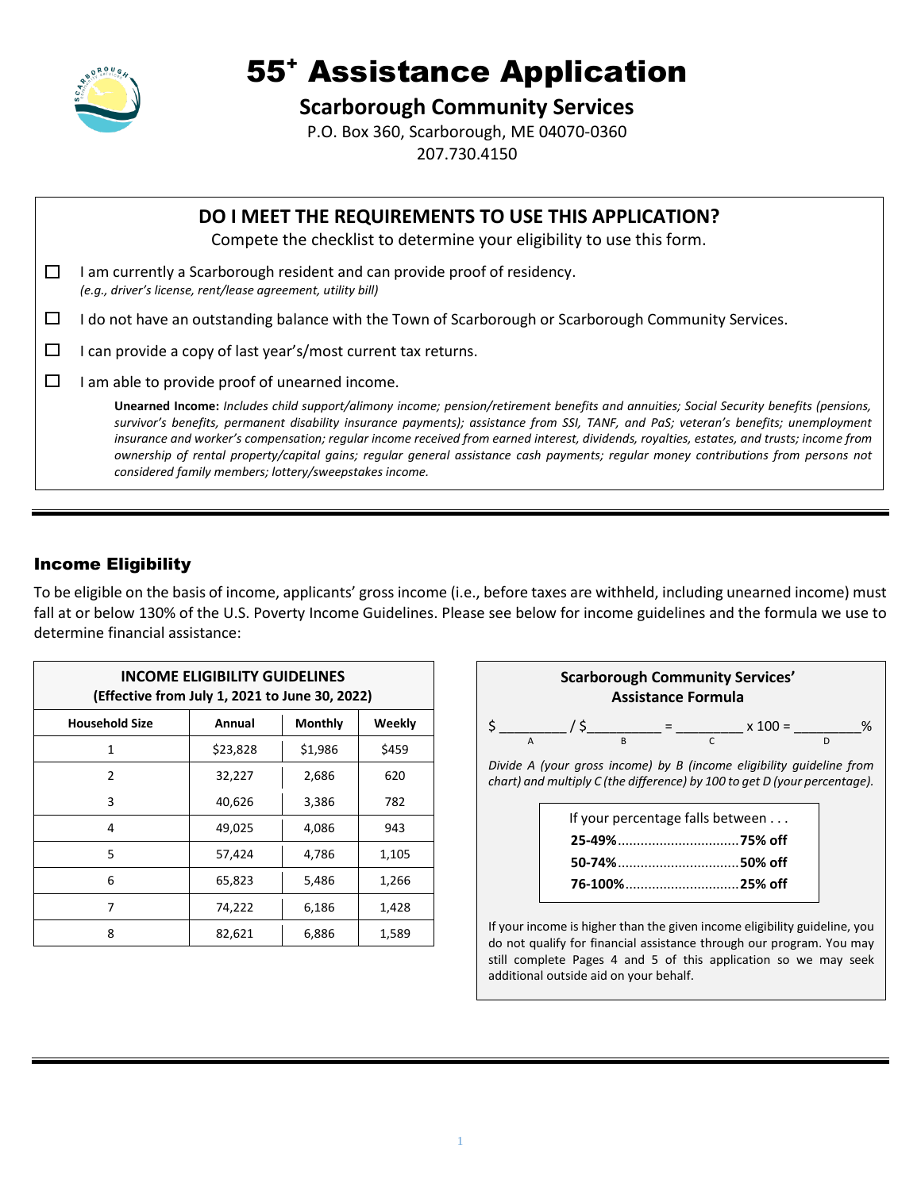# 55⁺ Assistance Application

## Scarborough Community Services

P.O. Box 360, Scarborough, ME 04070-0360
207.730.4150

### DO I MEET THE REQUIREMENTS TO USE THIS APPLICATION?

Compete the checklist to determine your eligibility to use this form.

- ☐ I am currently a Scarborough resident and can provide proof of residency.
  *(e.g., driver's license, rent/lease agreement, utility bill)*
- ☐ I do not have an outstanding balance with the Town of Scarborough or Scarborough Community Services.
- ☐ I can provide a copy of last year's/most current tax returns.
- ☐ I am able to provide proof of unearned income.

  **Unearned Income:** *Includes child support/alimony income; pension/retirement benefits and annuities; Social Security benefits (pensions, survivor's benefits, permanent disability insurance payments); assistance from SSI, TANF, and PaS; veteran's benefits; unemployment insurance and worker's compensation; regular income received from earned interest, dividends, royalties, estates, and trusts; income from ownership of rental property/capital gains; regular general assistance cash payments; regular money contributions from persons not considered family members; lottery/sweepstakes income.*

---

### Income Eligibility

To be eligible on the basis of income, applicants' gross income (i.e., before taxes are withheld, including unearned income) must fall at or below 130% of the U.S. Poverty Income Guidelines. Please see below for income guidelines and the formula we use to determine financial assistance:

**INCOME ELIGIBILITY GUIDELINES**
**(Effective from July 1, 2021 to June 30, 2022)**

| Household Size | Annual | Monthly | Weekly |
|---|---|---|---|
| 1 | $23,828 | $1,986 | $459 |
| 2 | 32,227 | 2,686 | 620 |
| 3 | 40,626 | 3,386 | 782 |
| 4 | 49,025 | 4,086 | 943 |
| 5 | 57,424 | 4,786 | 1,105 |
| 6 | 65,823 | 5,486 | 1,266 |
| 7 | 74,222 | 6,186 | 1,428 |
| 8 | 82,621 | 6,886 | 1,589 |

**Scarborough Community Services' Assistance Formula**

\$ _________ / \$__________ = _________ x 100 = _________%
(A) (B) (C) (D)

*Divide A (your gross income) by B (income eligibility guideline from chart) and multiply C (the difference) by 100 to get D (your percentage).*

If your percentage falls between . . .
- **25-49%**................................**75% off**
- **50-74%**................................**50% off**
- **76-100%**..............................**25% off**

If your income is higher than the given income eligibility guideline, you do not qualify for financial assistance through our program. You may still complete Pages 4 and 5 of this application so we may seek additional outside aid on your behalf.

---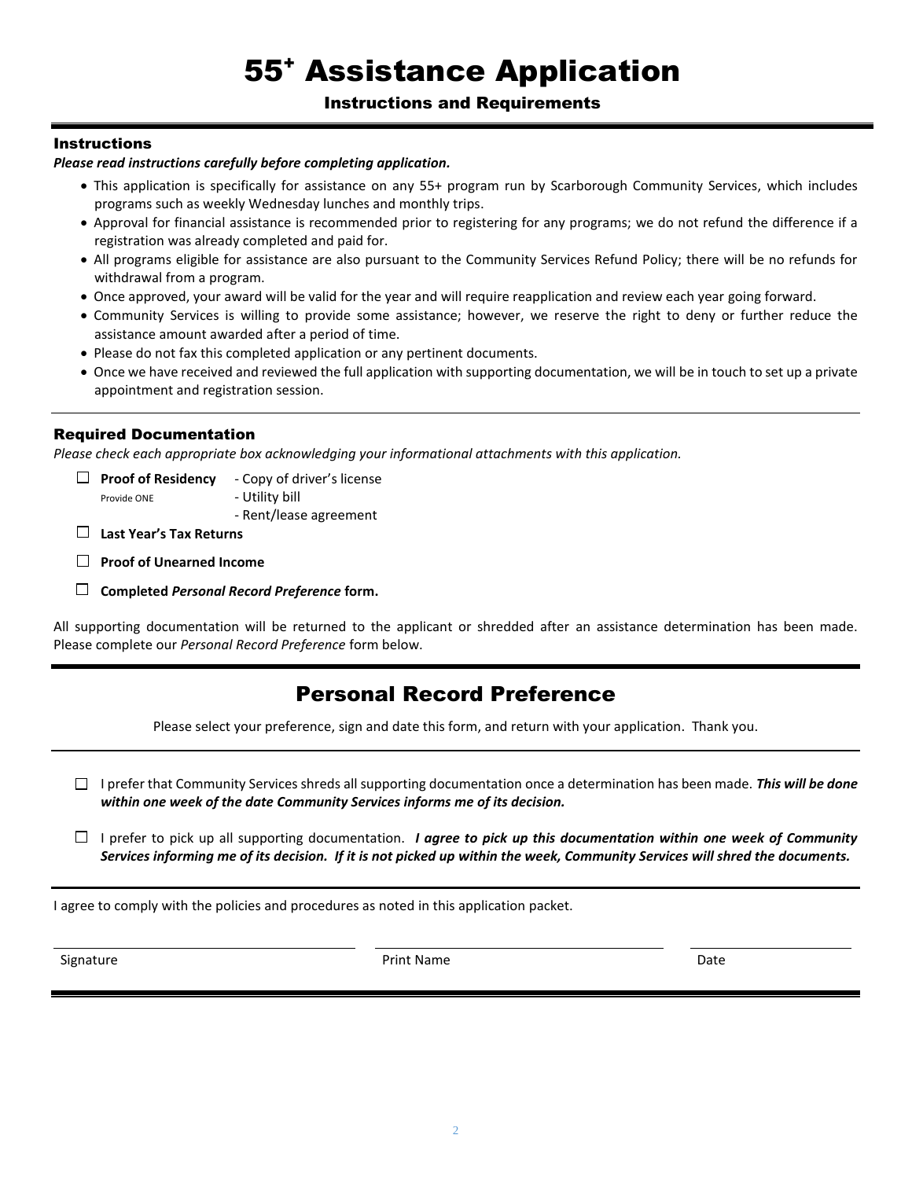# 55+ Assistance Application

## Instructions and Requirements

### Instructions

***Please read instructions carefully before completing application.***

- This application is specifically for assistance on any 55+ program run by Scarborough Community Services, which includes programs such as weekly Wednesday lunches and monthly trips.
- Approval for financial assistance is recommended prior to registering for any programs; we do not refund the difference if a registration was already completed and paid for.
- All programs eligible for assistance are also pursuant to the Community Services Refund Policy; there will be no refunds for withdrawal from a program.
- Once approved, your award will be valid for the year and will require reapplication and review each year going forward.
- Community Services is willing to provide some assistance; however, we reserve the right to deny or further reduce the assistance amount awarded after a period of time.
- Please do not fax this completed application or any pertinent documents.
- Once we have received and reviewed the full application with supporting documentation, we will be in touch to set up a private appointment and registration session.

### Required Documentation

*Please check each appropriate box acknowledging your informational attachments with this application.*

- ☐ **Proof of Residency** (Provide ONE)
  - Copy of driver's license
  - Utility bill
  - Rent/lease agreement
- ☐ **Last Year's Tax Returns**
- ☐ **Proof of Unearned Income**
- ☐ **Completed *Personal Record Preference* form.**

All supporting documentation will be returned to the applicant or shredded after an assistance determination has been made. Please complete our *Personal Record Preference* form below.

## Personal Record Preference

Please select your preference, sign and date this form, and return with your application. Thank you.

- ☐ I prefer that Community Services shreds all supporting documentation once a determination has been made. ***This will be done within one week of the date Community Services informs me of its decision.***
- ☐ I prefer to pick up all supporting documentation. ***I agree to pick up this documentation within one week of Community Services informing me of its decision. If it is not picked up within the week, Community Services will shred the documents.***

I agree to comply with the policies and procedures as noted in this application packet.

Signature ______________________ Print Name ______________________ Date ______________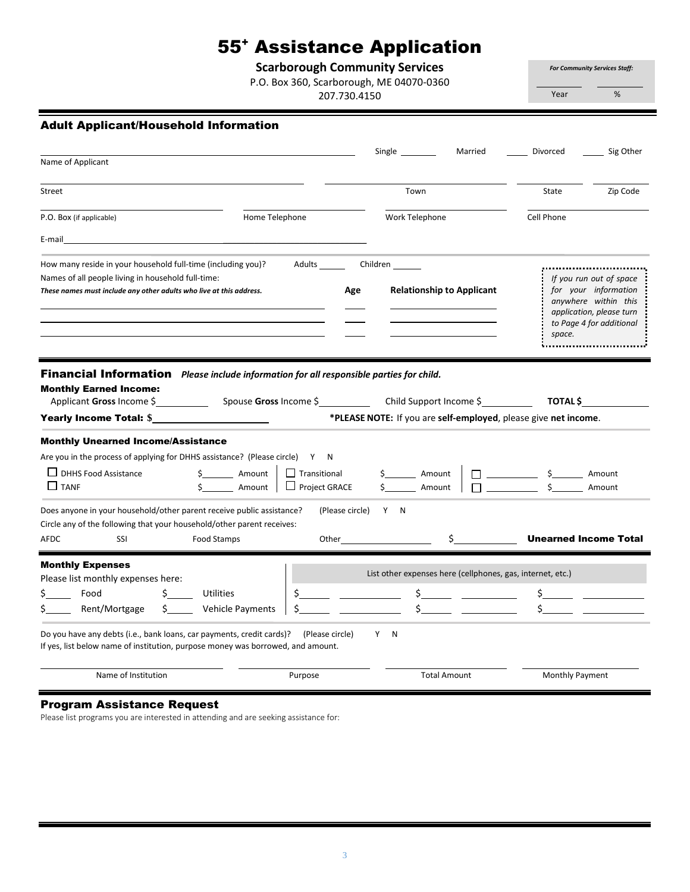# 55⁺ Assistance Application

**Scarborough Community Services**
P.O. Box 360, Scarborough, ME 04070-0360
207.730.4150

*For Community Services Staff:*

| _______ | _______ |
|---|---|
| Year | % |

## Adult Applicant/Household Information

Name of Applicant ______________________ Single ______ Married ______ Divorced ______ Sig Other

Street ______________________ Town ______________ State ______ Zip Code ______

P.O. Box (if applicable) ______________ Home Telephone ______________ Work Telephone ______________ Cell Phone ______________

E-mail ______________________________

How many reside in your household full-time (including you)? Adults ______ Children ______

Names of all people living in household full-time:
***These names must include any other adults who live at this address.***

| Name | Age | Relationship to Applicant |
|---|---|---|
| | | |
| | | |
| | | |

*If you run out of space for your information anywhere within this application, please turn to Page 4 for additional space.*

## Financial Information *Please include information for all responsible parties for child.*

### Monthly Earned Income:

Applicant **Gross** Income $__________ Spouse **Gross** Income $__________ Child Support Income $__________ **TOTAL $**__________

**Yearly Income Total:** $__________

**\*PLEASE NOTE:** If you are **self-employed**, please give **net income**.

### Monthly Unearned Income/Assistance

Are you in the process of applying for DHHS assistance? (Please circle) Y N

- ☐ DHHS Food Assistance $______ Amount
- ☐ TANF $______ Amount
- ☐ Transitional $______ Amount
- ☐ Project GRACE $______ Amount
- ☐ __________ $______ Amount
- ☐ __________ $______ Amount

Does anyone in your household/other parent receive public assistance? (Please circle) Y N

Circle any of the following that your household/other parent receives:

AFDC SSI Food Stamps Other______________ $__________ **Unearned Income Total**

### Monthly Expenses

Please list monthly expenses here:

| | | | |
|---|---|---|---|
| $_____ | Food | $_____ | Utilities |
| $_____ | Rent/Mortgage | $_____ | Vehicle Payments |

List other expenses here (cellphones, gas, internet, etc.)

| | | | | | |
|---|---|---|---|---|---|
| $_____ | __________ | $_____ | __________ | $_____ | __________ |
| $_____ | __________ | $_____ | __________ | $_____ | __________ |

Do you have any debts (i.e., bank loans, car payments, credit cards)? (Please circle) Y N

If yes, list below name of institution, purpose money was borrowed, and amount.

| Name of Institution | Purpose | Total Amount | Monthly Payment |
|---|---|---|---|
| | | | |

## Program Assistance Request

Please list programs you are interested in attending and are seeking assistance for: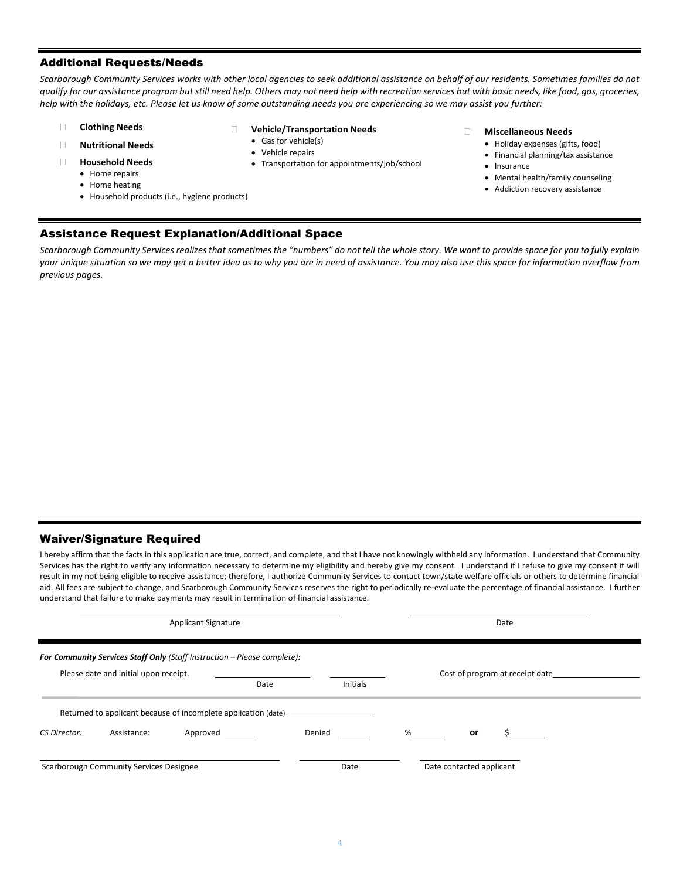## Additional Requests/Needs

*Scarborough Community Services works with other local agencies to seek additional assistance on behalf of our residents. Sometimes families do not qualify for our assistance program but still need help. Others may not need help with recreation services but with basic needs, like food, gas, groceries, help with the holidays, etc. Please let us know of some outstanding needs you are experiencing so we may assist you further:*

- ☐ **Clothing Needs**
- ☐ **Nutritional Needs**
- ☐ **Household Needs**
  - Home repairs
  - Home heating
  - Household products (i.e., hygiene products)
- ☐ **Vehicle/Transportation Needs**
  - Gas for vehicle(s)
  - Vehicle repairs
  - Transportation for appointments/job/school
- ☐ **Miscellaneous Needs**
  - Holiday expenses (gifts, food)
  - Financial planning/tax assistance
  - Insurance
  - Mental health/family counseling
  - Addiction recovery assistance

## Assistance Request Explanation/Additional Space

*Scarborough Community Services realizes that sometimes the "numbers" do not tell the whole story. We want to provide space for you to fully explain your unique situation so we may get a better idea as to why you are in need of assistance. You may also use this space for information overflow from previous pages.*

## Waiver/Signature Required

I hereby affirm that the facts in this application are true, correct, and complete, and that I have not knowingly withheld any information. I understand that Community Services has the right to verify any information necessary to determine my eligibility and hereby give my consent. I understand if I refuse to give my consent it will result in my not being eligible to receive assistance; therefore, I authorize Community Services to contact town/state welfare officials or others to determine financial aid. All fees are subject to change, and Scarborough Community Services reserves the right to periodically re-evaluate the percentage of financial assistance. I further understand that failure to make payments may result in termination of financial assistance.

_________________________ Applicant Signature _________________________ Date

***For Community Services Staff Only*** *(Staff Instruction – Please complete):*

Please date and initial upon receipt. __________ Date __________ Initials Cost of program at receipt date__________

Returned to applicant because of incomplete application (date) __________

*CS Director:* Assistance: Approved ______ Denied ______ %______ **or** $______

_________________________ Scarborough Community Services Designee __________ Date __________ Date contacted applicant